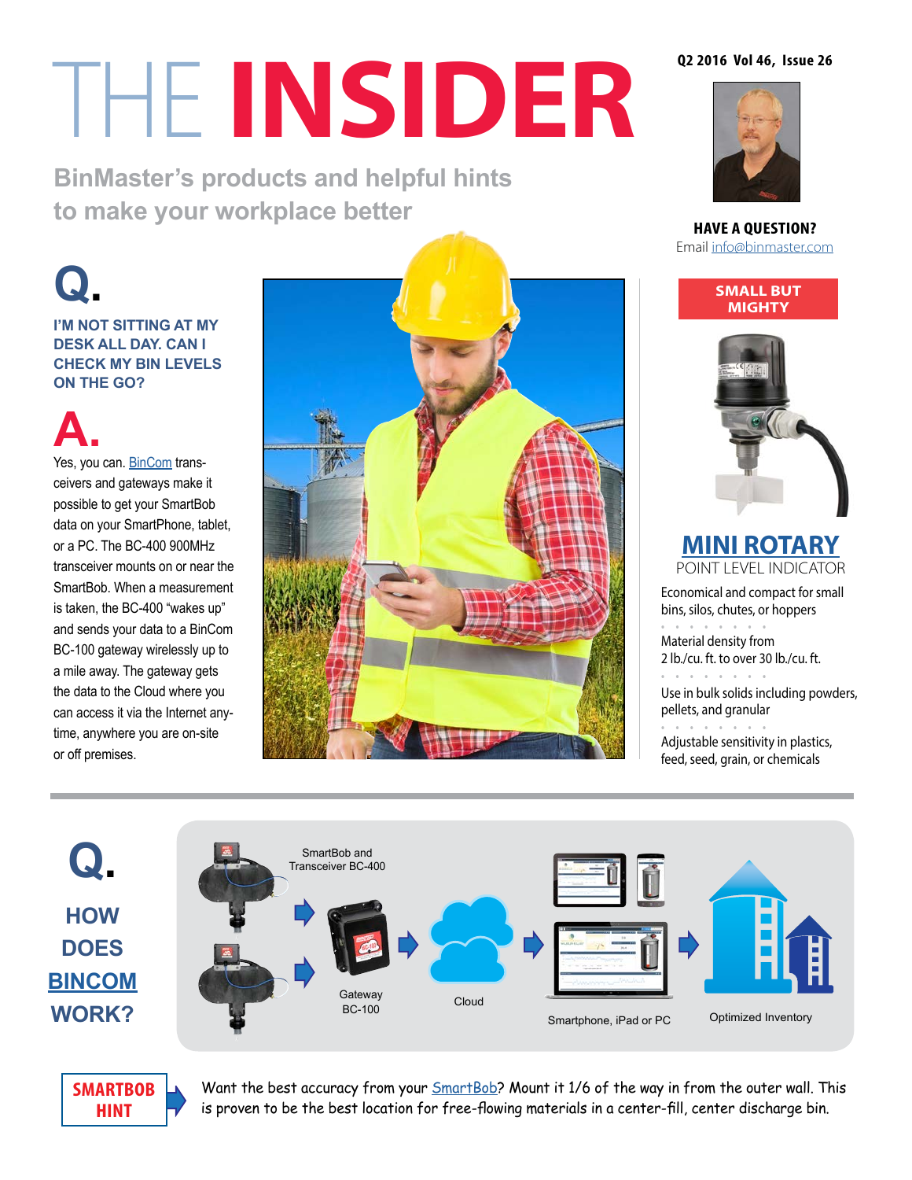# THE INSIDER

**BinMaster's products and helpful hints to make your workplace better**

Q2 2016 Vol 46, Issue 26

**HAVE A QUESTION?**
Email info@binmaster.com

## Q.

**I'M NOT SITTING AT MY DESK ALL DAY. CAN I CHECK MY BIN LEVELS ON THE GO?**

## A.

Yes, you can. BinCom trans-ceivers and gateways make it possible to get your SmartBob data on your SmartPhone, tablet, or a PC. The BC-400 900MHz transceiver mounts on or near the SmartBob. When a measurement is taken, the BC-400 "wakes up" and sends your data to a BinCom BC-100 gateway wirelessly up to a mile away. The gateway gets the data to the Cloud where you can access it via the Internet any-time, anywhere you are on-site or off premises.

**SMALL BUT MIGHTY**

## MINI ROTARY

POINT LEVEL INDICATOR

- Economical and compact for small bins, silos, chutes, or hoppers
- Material density from 2 lb./cu. ft. to over 30 lb./cu. ft.
- Use in bulk solids including powders, pellets, and granular
- Adjustable sensitivity in plastics, feed, seed, grain, or chemicals

## Q.

**HOW DOES BINCOM WORK?**

SmartBob and Transceiver BC-400 → Gateway BC-100 → Cloud → Smartphone, iPad or PC → Optimized Inventory

**SMARTBOB HINT**

Want the best accuracy from your SmartBob? Mount it 1/6 of the way in from the outer wall. This is proven to be the best location for free-flowing materials in a center-fill, center discharge bin.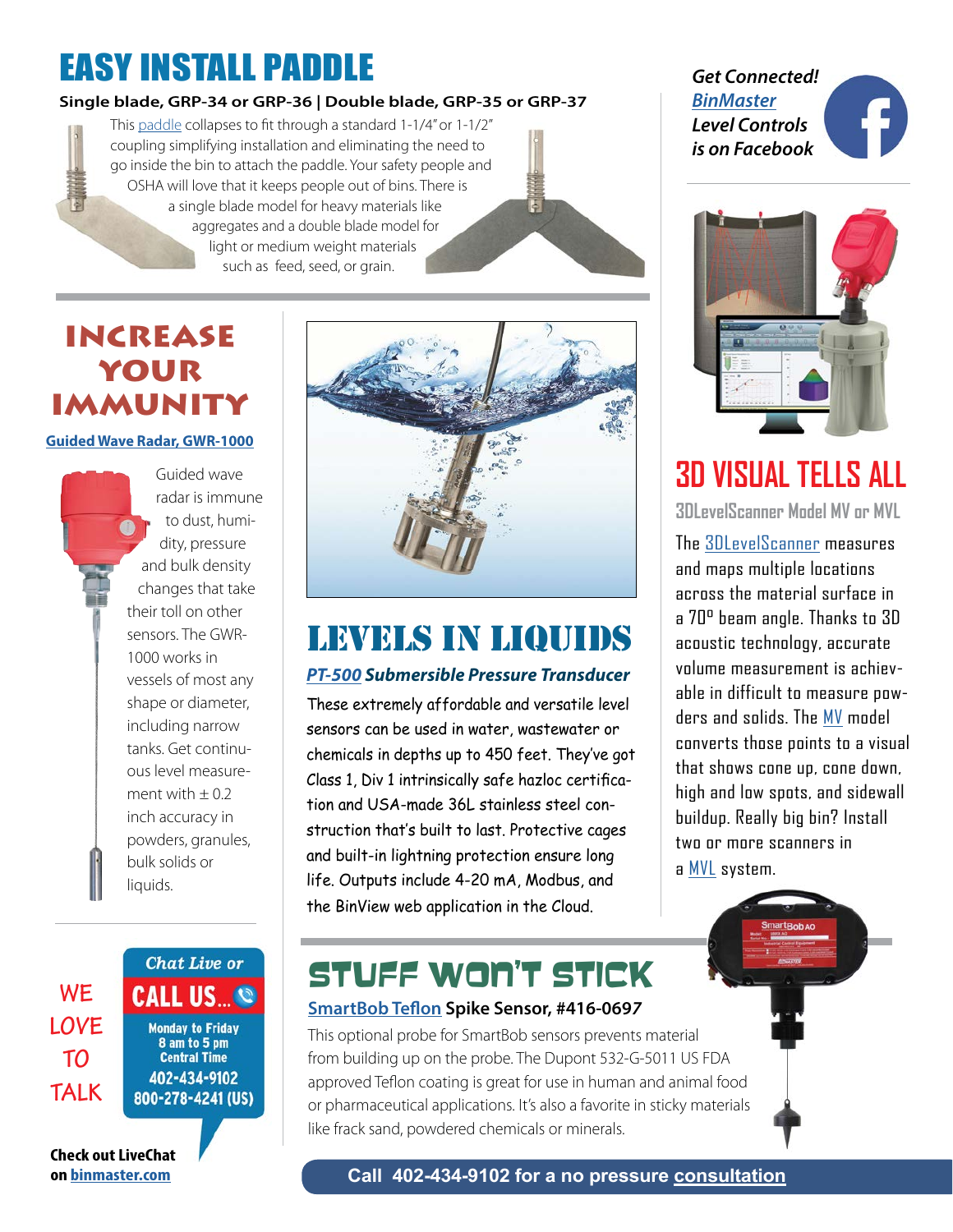# EASY INSTALL PADDLE

**Single blade, GRP-34 or GRP-36 | Double blade, GRP-35 or GRP-37**

This paddle collapses to fit through a standard 1-1/4" or 1-1/2" coupling simplifying installation and eliminating the need to go inside the bin to attach the paddle. Your safety people and OSHA will love that it keeps people out of bins. There is a single blade model for heavy materials like aggregates and a double blade model for light or medium weight materials such as feed, seed, or grain.

# INCREASE YOUR IMMUNITY

**Guided Wave Radar, GWR-1000**

Guided wave radar is immune to dust, humidity, pressure and bulk density changes that take their toll on other sensors. The GWR-1000 works in vessels of most any shape or diameter, including narrow tanks. Get continuous level measurement with ± 0.2 inch accuracy in powders, granules, bulk solids or liquids.

# LEVELS IN LIQUIDS

***PT-500 Submersible Pressure Transducer***

These extremely affordable and versatile level sensors can be used in water, wastewater or chemicals in depths up to 450 feet. They've got Class 1, Div 1 intrinsically safe hazloc certification and USA-made 36L stainless steel construction that's built to last. Protective cages and built-in lightning protection ensure long life. Outputs include 4-20 mA, Modbus, and the BinView web application in the Cloud.

*Get Connected! BinMaster Level Controls is on Facebook*

# 3D VISUAL TELLS ALL

**3DLevelScanner Model MV or MVL**

The 3DLevelScanner measures and maps multiple locations across the material surface in a 70º beam angle. Thanks to 3D acoustic technology, accurate volume measurement is achievable in difficult to measure powders and solids. The MV model converts those points to a visual that shows cone up, cone down, high and low spots, and sidewall buildup. Really big bin? Install two or more scanners in a MVL system.

WE LOVE TO TALK

*Chat Live or*
**CALL US...**
Monday to Friday
8 am to 5 pm
Central Time
402-434-9102
800-278-4241 (US)

**Check out LiveChat on binmaster.com**

# STUFF WON'T STICK

**SmartBob Teflon Spike Sensor, #416-0697**

This optional probe for SmartBob sensors prevents material from building up on the probe. The Dupont 532-G-5011 US FDA approved Teflon coating is great for use in human and animal food or pharmaceutical applications. It's also a favorite in sticky materials like frack sand, powdered chemicals or minerals.

**Call 402-434-9102 for a no pressure consultation**